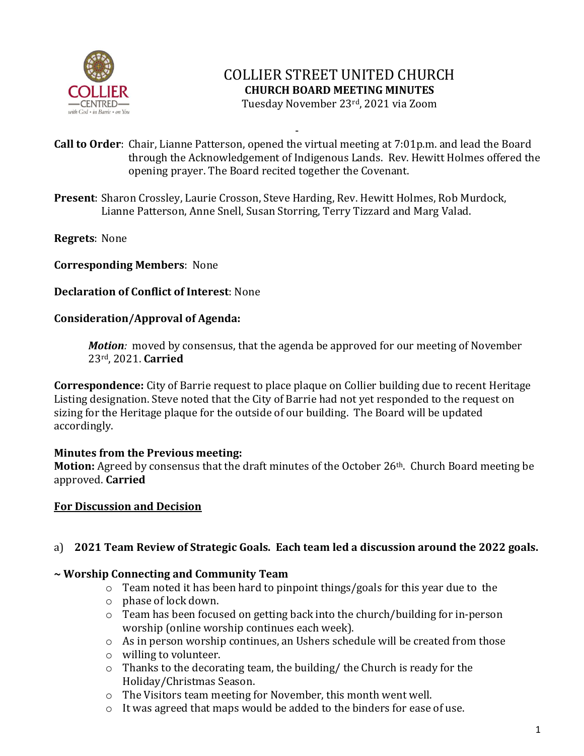# COLLIER STREET UNITED CHURCH

**CHURCH BOARD MEETING MINUTES**

Tuesday November 23rd, 2021 via Zoom

-

**Call to Order**: Chair, Lianne Patterson, opened the virtual meeting at 7:01p.m. and lead the Board through the Acknowledgement of Indigenous Lands. Rev. Hewitt Holmes offered the opening prayer. The Board recited together the Covenant.

**Present**: Sharon Crossley, Laurie Crosson, Steve Harding, Rev. Hewitt Holmes, Rob Murdock, Lianne Patterson, Anne Snell, Susan Storring, Terry Tizzard and Marg Valad.

**Regrets**: None

**Corresponding Members**: None

**Declaration of Conflict of Interest**: None

**Consideration/Approval of Agenda:**

> ***Motion**:* moved by consensus, that the agenda be approved for our meeting of November 23rd, 2021. **Carried**

**Correspondence:** City of Barrie request to place plaque on Collier building due to recent Heritage Listing designation. Steve noted that the City of Barrie had not yet responded to the request on sizing for the Heritage plaque for the outside of our building. The Board will be updated accordingly.

**Minutes from the Previous meeting:**
**Motion:** Agreed by consensus that the draft minutes of the October 26th. Church Board meeting be approved. **Carried**

**<u>For Discussion and Decision</u>**

a) **2021 Team Review of Strategic Goals. Each team led a discussion around the 2022 goals.**

**~ Worship Connecting and Community Team**

- Team noted it has been hard to pinpoint things/goals for this year due to the
- phase of lock down.
- Team has been focused on getting back into the church/building for in-person worship (online worship continues each week).
- As in person worship continues, an Ushers schedule will be created from those
- willing to volunteer.
- Thanks to the decorating team, the building/ the Church is ready for the Holiday/Christmas Season.
- The Visitors team meeting for November, this month went well.
- It was agreed that maps would be added to the binders for ease of use.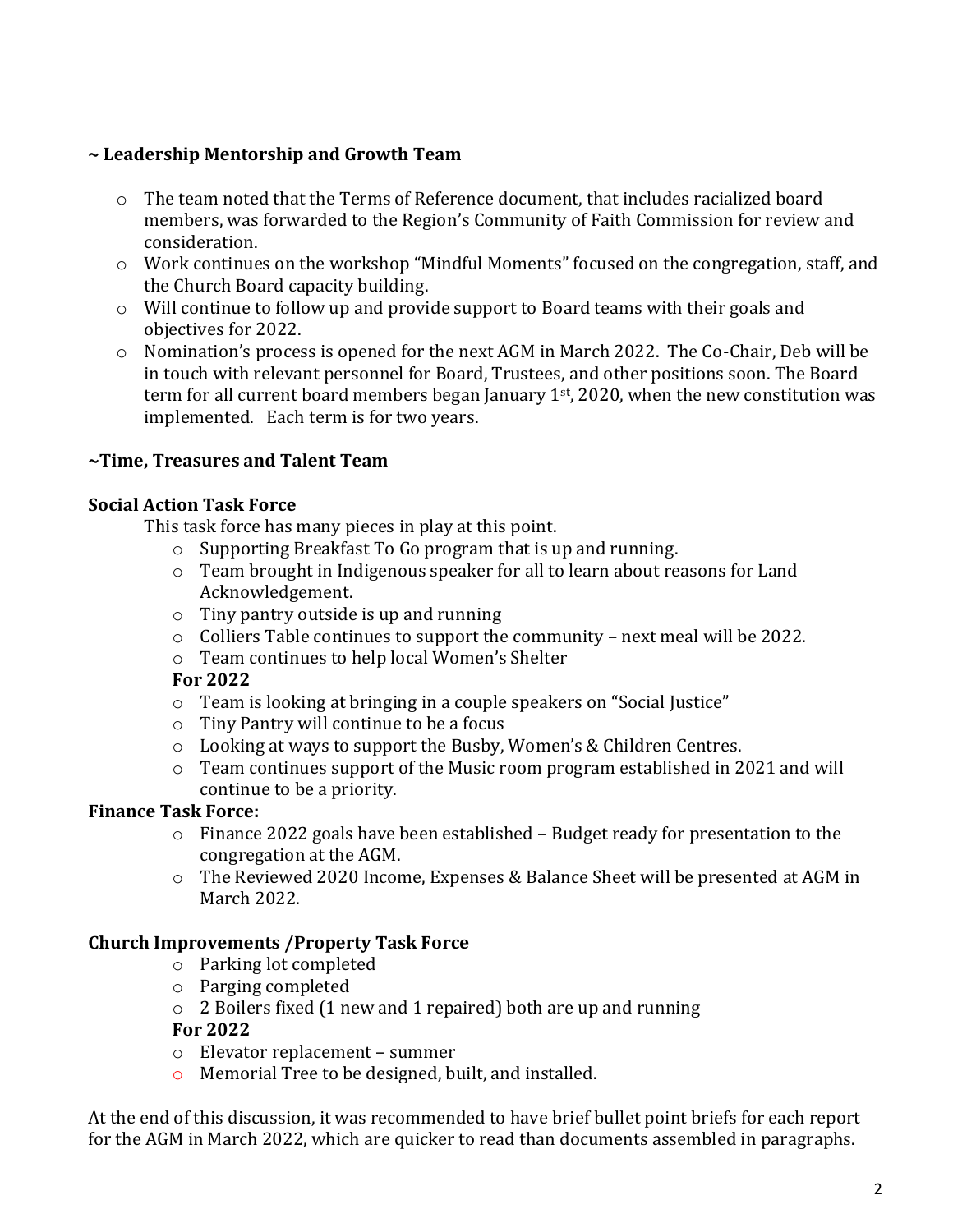**~ Leadership Mentorship and Growth Team**

- The team noted that the Terms of Reference document, that includes racialized board members, was forwarded to the Region's Community of Faith Commission for review and consideration.
- Work continues on the workshop "Mindful Moments" focused on the congregation, staff, and the Church Board capacity building.
- Will continue to follow up and provide support to Board teams with their goals and objectives for 2022.
- Nomination's process is opened for the next AGM in March 2022. The Co-Chair, Deb will be in touch with relevant personnel for Board, Trustees, and other positions soon. The Board term for all current board members began January 1st, 2020, when the new constitution was implemented. Each term is for two years.

**~Time, Treasures and Talent Team**

**Social Action Task Force**

This task force has many pieces in play at this point.

- Supporting Breakfast To Go program that is up and running.
- Team brought in Indigenous speaker for all to learn about reasons for Land Acknowledgement.
- Tiny pantry outside is up and running
- Colliers Table continues to support the community – next meal will be 2022.
- Team continues to help local Women's Shelter

**For 2022**

- Team is looking at bringing in a couple speakers on "Social Justice"
- Tiny Pantry will continue to be a focus
- Looking at ways to support the Busby, Women's & Children Centres.
- Team continues support of the Music room program established in 2021 and will continue to be a priority.

**Finance Task Force:**

- Finance 2022 goals have been established – Budget ready for presentation to the congregation at the AGM.
- The Reviewed 2020 Income, Expenses & Balance Sheet will be presented at AGM in March 2022.

**Church Improvements /Property Task Force**

- Parking lot completed
- Parging completed
- 2 Boilers fixed (1 new and 1 repaired) both are up and running

**For 2022**

- Elevator replacement – summer
- Memorial Tree to be designed, built, and installed.

At the end of this discussion, it was recommended to have brief bullet point briefs for each report for the AGM in March 2022, which are quicker to read than documents assembled in paragraphs.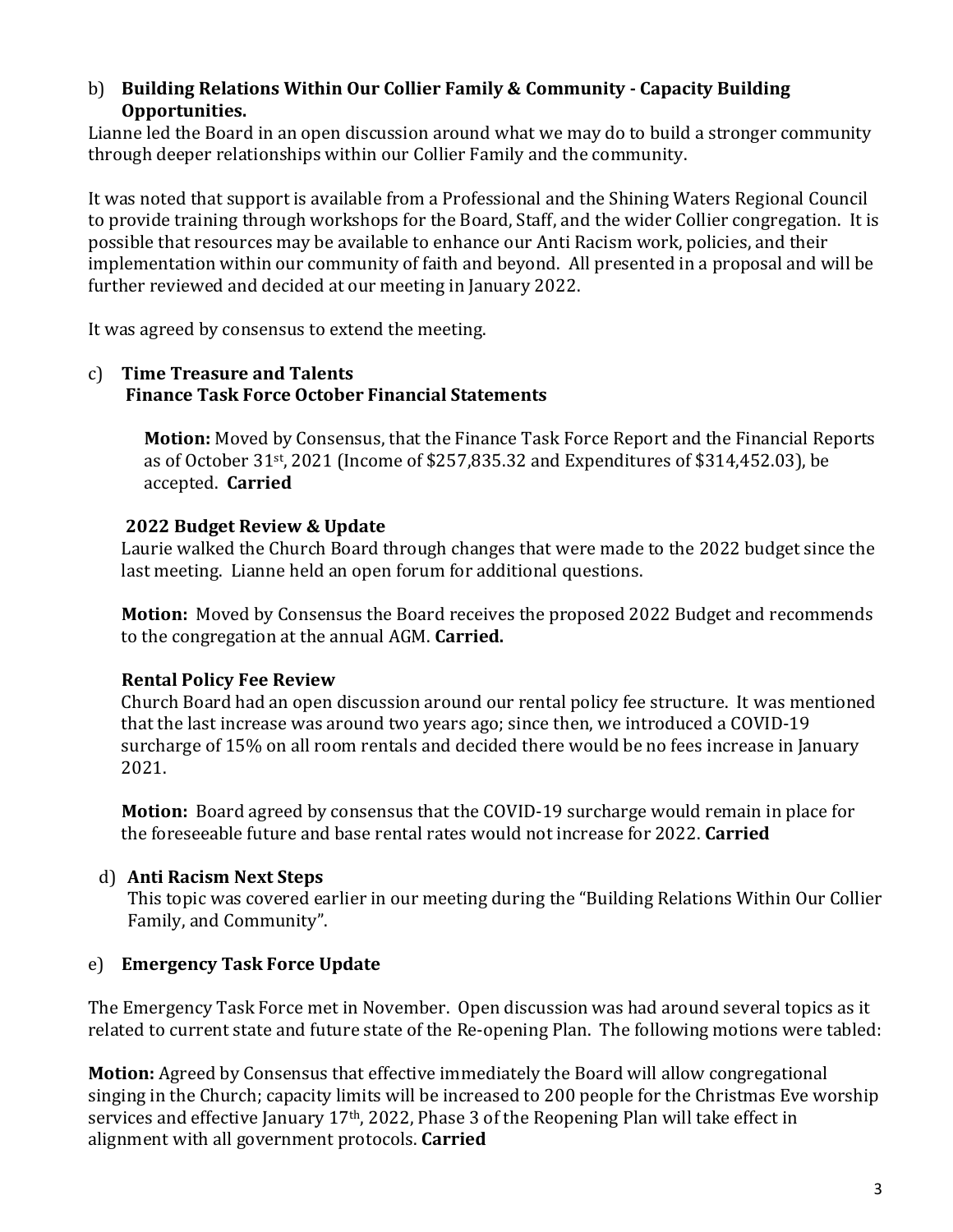b) **Building Relations Within Our Collier Family & Community - Capacity Building Opportunities.**

Lianne led the Board in an open discussion around what we may do to build a stronger community through deeper relationships within our Collier Family and the community.

It was noted that support is available from a Professional and the Shining Waters Regional Council to provide training through workshops for the Board, Staff, and the wider Collier congregation. It is possible that resources may be available to enhance our Anti Racism work, policies, and their implementation within our community of faith and beyond. All presented in a proposal and will be further reviewed and decided at our meeting in January 2022.

It was agreed by consensus to extend the meeting.

c) **Time Treasure and Talents**
**Finance Task Force October Financial Statements**

**Motion:** Moved by Consensus, that the Finance Task Force Report and the Financial Reports as of October 31st, 2021 (Income of $257,835.32 and Expenditures of $314,452.03), be accepted. **Carried**

**2022 Budget Review & Update**

Laurie walked the Church Board through changes that were made to the 2022 budget since the last meeting. Lianne held an open forum for additional questions.

**Motion:** Moved by Consensus the Board receives the proposed 2022 Budget and recommends to the congregation at the annual AGM. **Carried.**

**Rental Policy Fee Review**

Church Board had an open discussion around our rental policy fee structure. It was mentioned that the last increase was around two years ago; since then, we introduced a COVID-19 surcharge of 15% on all room rentals and decided there would be no fees increase in January 2021.

**Motion:** Board agreed by consensus that the COVID-19 surcharge would remain in place for the foreseeable future and base rental rates would not increase for 2022. **Carried**

d) **Anti Racism Next Steps**

This topic was covered earlier in our meeting during the "Building Relations Within Our Collier Family, and Community".

e) **Emergency Task Force Update**

The Emergency Task Force met in November. Open discussion was had around several topics as it related to current state and future state of the Re-opening Plan. The following motions were tabled:

**Motion:** Agreed by Consensus that effective immediately the Board will allow congregational singing in the Church; capacity limits will be increased to 200 people for the Christmas Eve worship services and effective January 17th, 2022, Phase 3 of the Reopening Plan will take effect in alignment with all government protocols. **Carried**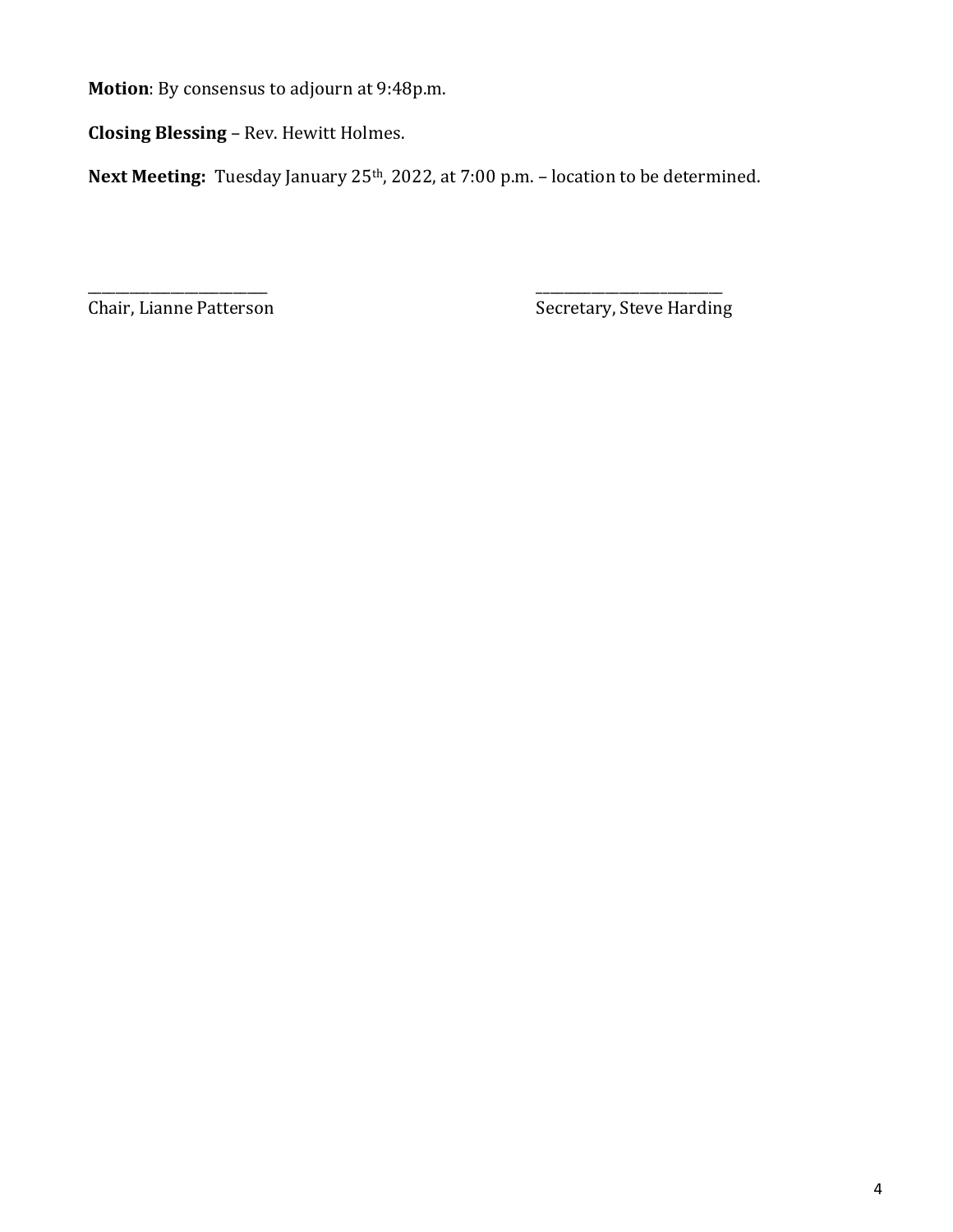**Motion**: By consensus to adjourn at 9:48p.m.

**Closing Blessing** – Rev. Hewitt Holmes.

**Next Meeting:** Tuesday January 25th, 2022, at 7:00 p.m. – location to be determined.

| | |
|---|---|
| \_\_\_\_\_\_\_\_\_\_\_\_\_\_\_\_\_\_\_\_\_\_\_\_\_\_ | \_\_\_\_\_\_\_\_\_\_\_\_\_\_\_\_\_\_\_\_\_\_\_\_\_\_ |
| Chair, Lianne Patterson | Secretary, Steve Harding |